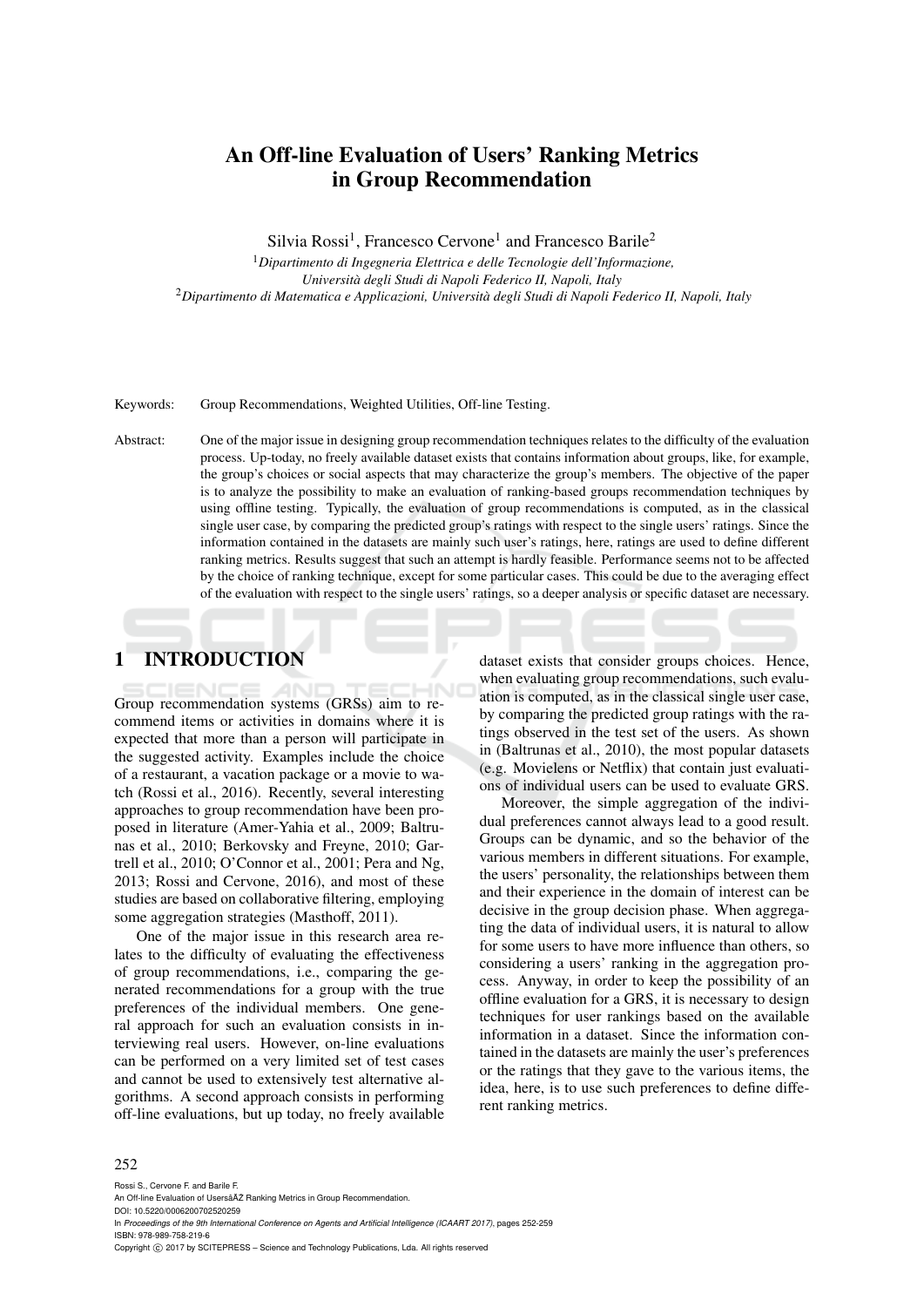# An Off-line Evaluation of Users' Ranking Metrics in Group Recommendation

Silvia Rossi[1], Francesco Cervone[1] and Francesco Barile[2]

[1]*Dipartimento di Ingegneria Elettrica e delle Tecnologie dell'Informazione, Università degli Studi di Napoli Federico II, Napoli, Italy*
[2]*Dipartimento di Matematica e Applicazioni, Università degli Studi di Napoli Federico II, Napoli, Italy*

Keywords: Group Recommendations, Weighted Utilities, Off-line Testing.

Abstract: One of the major issue in designing group recommendation techniques relates to the difficulty of the evaluation process. Up-today, no freely available dataset exists that contains information about groups, like, for example, the group's choices or social aspects that may characterize the group's members. The objective of the paper is to analyze the possibility to make an evaluation of ranking-based groups recommendation techniques by using offline testing. Typically, the evaluation of group recommendations is computed, as in the classical single user case, by comparing the predicted group's ratings with respect to the single users' ratings. Since the information contained in the datasets are mainly such user's ratings, here, ratings are used to define different ranking metrics. Results suggest that such an attempt is hardly feasible. Performance seems not to be affected by the choice of ranking technique, except for some particular cases. This could be due to the averaging effect of the evaluation with respect to the single users' ratings, so a deeper analysis or specific dataset are necessary.

## 1 INTRODUCTION

Group recommendation systems (GRSs) aim to recommend items or activities in domains where it is expected that more than a person will participate in the suggested activity. Examples include the choice of a restaurant, a vacation package or a movie to watch (Rossi et al., 2016). Recently, several interesting approaches to group recommendation have been proposed in literature (Amer-Yahia et al., 2009; Baltrunas et al., 2010; Berkovsky and Freyne, 2010; Gartrell et al., 2010; O'Connor et al., 2001; Pera and Ng, 2013; Rossi and Cervone, 2016), and most of these studies are based on collaborative filtering, employing some aggregation strategies (Masthoff, 2011).

One of the major issue in this research area relates to the difficulty of evaluating the effectiveness of group recommendations, i.e., comparing the generated recommendations for a group with the true preferences of the individual members. One general approach for such an evaluation consists in interviewing real users. However, on-line evaluations can be performed on a very limited set of test cases and cannot be used to extensively test alternative algorithms. A second approach consists in performing off-line evaluations, but up today, no freely available dataset exists that consider groups choices. Hence, when evaluating group recommendations, such evaluation is computed, as in the classical single user case, by comparing the predicted group ratings with the ratings observed in the test set of the users. As shown in (Baltrunas et al., 2010), the most popular datasets (e.g. Movielens or Netflix) that contain just evaluations of individual users can be used to evaluate GRS.

Moreover, the simple aggregation of the individual preferences cannot always lead to a good result. Groups can be dynamic, and so the behavior of the various members in different situations. For example, the users' personality, the relationships between them and their experience in the domain of interest can be decisive in the group decision phase. When aggregating the data of individual users, it is natural to allow for some users to have more influence than others, so considering a users' ranking in the aggregation process. Anyway, in order to keep the possibility of an offline evaluation for a GRS, it is necessary to design techniques for user rankings based on the available information in a dataset. Since the information contained in the datasets are mainly the user's preferences or the ratings that they gave to the various items, the idea, here, is to use such preferences to define different ranking metrics.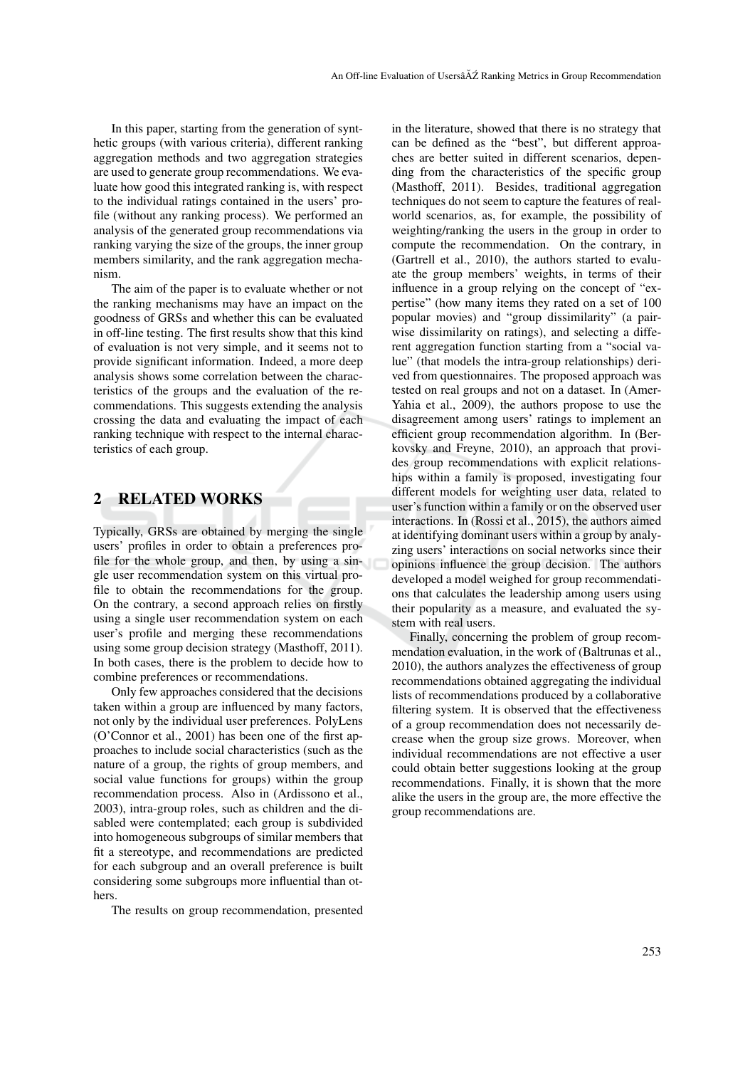In this paper, starting from the generation of synthetic groups (with various criteria), different ranking aggregation methods and two aggregation strategies are used to generate group recommendations. We evaluate how good this integrated ranking is, with respect to the individual ratings contained in the users' profile (without any ranking process). We performed an analysis of the generated group recommendations via ranking varying the size of the groups, the inner group members similarity, and the rank aggregation mechanism.

The aim of the paper is to evaluate whether or not the ranking mechanisms may have an impact on the goodness of GRSs and whether this can be evaluated in off-line testing. The first results show that this kind of evaluation is not very simple, and it seems not to provide significant information. Indeed, a more deep analysis shows some correlation between the characteristics of the groups and the evaluation of the recommendations. This suggests extending the analysis crossing the data and evaluating the impact of each ranking technique with respect to the internal characteristics of each group.

## 2 RELATED WORKS

Typically, GRSs are obtained by merging the single users' profiles in order to obtain a preferences profile for the whole group, and then, by using a single user recommendation system on this virtual profile to obtain the recommendations for the group. On the contrary, a second approach relies on firstly using a single user recommendation system on each user's profile and merging these recommendations using some group decision strategy (Masthoff, 2011). In both cases, there is the problem to decide how to combine preferences or recommendations.

Only few approaches considered that the decisions taken within a group are influenced by many factors, not only by the individual user preferences. PolyLens (O'Connor et al., 2001) has been one of the first approaches to include social characteristics (such as the nature of a group, the rights of group members, and social value functions for groups) within the group recommendation process. Also in (Ardissono et al., 2003), intra-group roles, such as children and the disabled were contemplated; each group is subdivided into homogeneous subgroups of similar members that fit a stereotype, and recommendations are predicted for each subgroup and an overall preference is built considering some subgroups more influential than others.

The results on group recommendation, presented in the literature, showed that there is no strategy that can be defined as the "best", but different approaches are better suited in different scenarios, depending from the characteristics of the specific group (Masthoff, 2011). Besides, traditional aggregation techniques do not seem to capture the features of real-world scenarios, as, for example, the possibility of weighting/ranking the users in the group in order to compute the recommendation. On the contrary, in (Gartrell et al., 2010), the authors started to evaluate the group members' weights, in terms of their influence in a group relying on the concept of "expertise" (how many items they rated on a set of 100 popular movies) and "group dissimilarity" (a pairwise dissimilarity on ratings), and selecting a different aggregation function starting from a "social value" (that models the intra-group relationships) derived from questionnaires. The proposed approach was tested on real groups and not on a dataset. In (Amer-Yahia et al., 2009), the authors propose to use the disagreement among users' ratings to implement an efficient group recommendation algorithm. In (Berkovsky and Freyne, 2010), an approach that provides group recommendations with explicit relationships within a family is proposed, investigating four different models for weighting user data, related to user's function within a family or on the observed user interactions. In (Rossi et al., 2015), the authors aimed at identifying dominant users within a group by analyzing users' interactions on social networks since their opinions influence the group decision. The authors developed a model weighed for group recommendations that calculates the leadership among users using their popularity as a measure, and evaluated the system with real users.

Finally, concerning the problem of group recommendation evaluation, in the work of (Baltrunas et al., 2010), the authors analyzes the effectiveness of group recommendations obtained aggregating the individual lists of recommendations produced by a collaborative filtering system. It is observed that the effectiveness of a group recommendation does not necessarily decrease when the group size grows. Moreover, when individual recommendations are not effective a user could obtain better suggestions looking at the group recommendations. Finally, it is shown that the more alike the users in the group are, the more effective the group recommendations are.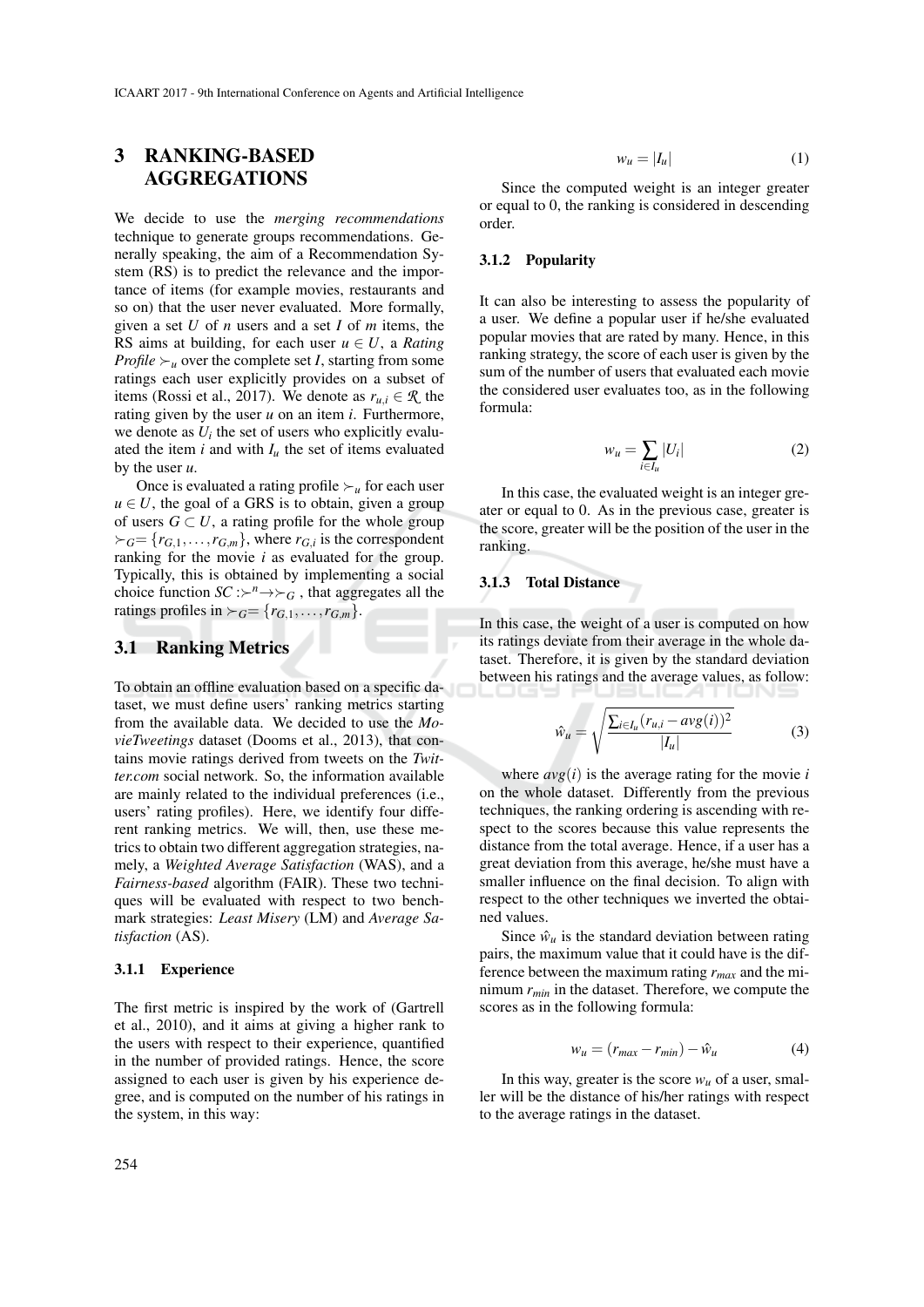## 3 RANKING-BASED AGGREGATIONS

We decide to use the *merging recommendations* technique to generate groups recommendations. Generally speaking, the aim of a Recommendation System (RS) is to predict the relevance and the importance of items (for example movies, restaurants and so on) that the user never evaluated. More formally, given a set $U$ of $n$ users and a set $I$ of $m$ items, the RS aims at building, for each user $u \in U$, a *Rating Profile* $\succ_u$ over the complete set $I$, starting from some ratings each user explicitly provides on a subset of items (Rossi et al., 2017). We denote as $r_{u,i} \in \mathcal{R}$ the rating given by the user $u$ on an item $i$. Furthermore, we denote as $U_i$ the set of users who explicitly evaluated the item $i$ and with $I_u$ the set of items evaluated by the user $u$.

Once is evaluated a rating profile $\succ_u$ for each user $u \in U$, the goal of a GRS is to obtain, given a group of users $G \subset U$, a rating profile for the whole group $\succ_G = \{r_{G,1}, \ldots, r_{G,m}\}$, where $r_{G,i}$ is the correspondent ranking for the movie $i$ as evaluated for the group. Typically, this is obtained by implementing a social choice function $SC : \succ^n \rightarrow \succ_G$, that aggregates all the ratings profiles in $\succ_G = \{r_{G,1}, \ldots, r_{G,m}\}$.

### 3.1 Ranking Metrics

To obtain an offline evaluation based on a specific dataset, we must define users' ranking metrics starting from the available data. We decided to use the *MovieTweetings* dataset (Dooms et al., 2013), that contains movie ratings derived from tweets on the *Twitter.com* social network. So, the information available are mainly related to the individual preferences (i.e., users' rating profiles). Here, we identify four different ranking metrics. We will, then, use these metrics to obtain two different aggregation strategies, namely, a *Weighted Average Satisfaction* (WAS), and a *Fairness-based* algorithm (FAIR). These two techniques will be evaluated with respect to two benchmark strategies: *Least Misery* (LM) and *Average Satisfaction* (AS).

#### 3.1.1 Experience

The first metric is inspired by the work of (Gartrell et al., 2010), and it aims at giving a higher rank to the users with respect to their experience, quantified in the number of provided ratings. Hence, the score assigned to each user is given by his experience degree, and is computed on the number of his ratings in the system, in this way:

$$w_u = |I_u| \tag{1}$$

Since the computed weight is an integer greater or equal to 0, the ranking is considered in descending order.

#### 3.1.2 Popularity

It can also be interesting to assess the popularity of a user. We define a popular user if he/she evaluated popular movies that are rated by many. Hence, in this ranking strategy, the score of each user is given by the sum of the number of users that evaluated each movie the considered user evaluates too, as in the following formula:

$$w_u = \sum_{i \in I_u} |U_i| \tag{2}$$

In this case, the evaluated weight is an integer greater or equal to 0. As in the previous case, greater is the score, greater will be the position of the user in the ranking.

#### 3.1.3 Total Distance

In this case, the weight of a user is computed on how its ratings deviate from their average in the whole dataset. Therefore, it is given by the standard deviation between his ratings and the average values, as follow:

$$\hat{w}_u = \sqrt{\frac{\sum_{i \in I_u} (r_{u,i} - avg(i))^2}{|I_u|}} \tag{3}$$

where $avg(i)$ is the average rating for the movie $i$ on the whole dataset. Differently from the previous techniques, the ranking ordering is ascending with respect to the scores because this value represents the distance from the total average. Hence, if a user has a great deviation from this average, he/she must have a smaller influence on the final decision. To align with respect to the other techniques we inverted the obtained values.

Since $\hat{w}_u$ is the standard deviation between rating pairs, the maximum value that it could have is the difference between the maximum rating $r_{max}$ and the minimum $r_{min}$ in the dataset. Therefore, we compute the scores as in the following formula:

$$w_u = (r_{max} - r_{min}) - \hat{w}_u \tag{4}$$

In this way, greater is the score $w_u$ of a user, smaller will be the distance of his/her ratings with respect to the average ratings in the dataset.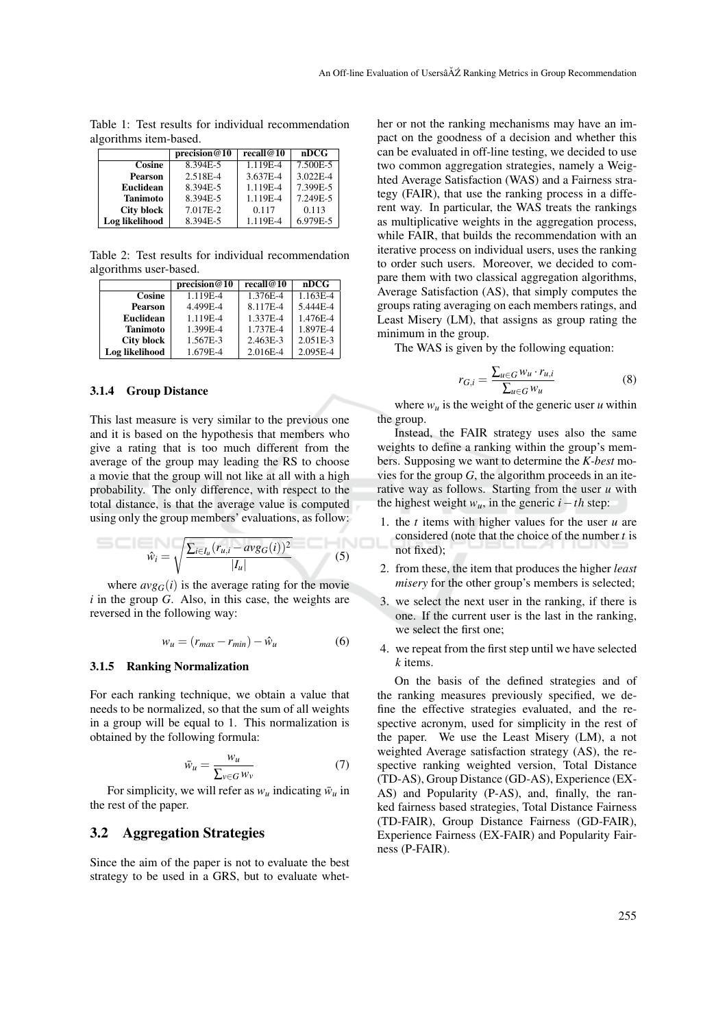Table 1: Test results for individual recommendation algorithms item-based.

| | precision@10 | recall@10 | nDCG |
|---|---|---|---|
| Cosine | 8.394E-5 | 1.119E-4 | 7.500E-5 |
| Pearson | 2.518E-4 | 3.637E-4 | 3.022E-4 |
| Euclidean | 8.394E-5 | 1.119E-4 | 7.399E-5 |
| Tanimoto | 8.394E-5 | 1.119E-4 | 7.249E-5 |
| City block | 7.017E-2 | 0.117 | 0.113 |
| Log likelihood | 8.394E-5 | 1.119E-4 | 6.979E-5 |

Table 2: Test results for individual recommendation algorithms user-based.

| | precision@10 | recall@10 | nDCG |
|---|---|---|---|
| Cosine | 1.119E-4 | 1.376E-4 | 1.163E-4 |
| Pearson | 4.499E-4 | 8.117E-4 | 5.444E-4 |
| Euclidean | 1.119E-4 | 1.337E-4 | 1.476E-4 |
| Tanimoto | 1.399E-4 | 1.737E-4 | 1.897E-4 |
| City block | 1.567E-3 | 2.463E-3 | 2.051E-3 |
| Log likelihood | 1.679E-4 | 2.016E-4 | 2.095E-4 |

#### 3.1.4 Group Distance

This last measure is very similar to the previous one and it is based on the hypothesis that members who give a rating that is too much different from the average of the group may leading the RS to choose a movie that the group will not like at all with a high probability. The only difference, with respect to the total distance, is that the average value is computed using only the group members' evaluations, as follow:

$$\hat{w}_i = \sqrt{\frac{\sum_{i \in I_u} (r_{u,i} - avg_G(i))^2}{|I_u|}} \tag{5}$$

where $avg_G(i)$ is the average rating for the movie $i$ in the group $G$. Also, in this case, the weights are reversed in the following way:

$$w_u = (r_{max} - r_{min}) - \hat{w}_u \tag{6}$$

#### 3.1.5 Ranking Normalization

For each ranking technique, we obtain a value that needs to be normalized, so that the sum of all weights in a group will be equal to 1. This normalization is obtained by the following formula:

$$\bar{w}_u = \frac{w_u}{\sum_{v \in G} w_v} \tag{7}$$

For simplicity, we will refer as $w_u$ indicating $\bar{w}_u$ in the rest of the paper.

### 3.2 Aggregation Strategies

Since the aim of the paper is not to evaluate the best strategy to be used in a GRS, but to evaluate whether or not the ranking mechanisms may have an impact on the goodness of a decision and whether this can be evaluated in off-line testing, we decided to use two common aggregation strategies, namely a Weighted Average Satisfaction (WAS) and a Fairness strategy (FAIR), that use the ranking process in a different way. In particular, the WAS treats the rankings as multiplicative weights in the aggregation process, while FAIR, that builds the recommendation with an iterative process on individual users, uses the ranking to order such users. Moreover, we decided to compare them with two classical aggregation algorithms, Average Satisfaction (AS), that simply computes the groups rating averaging on each members ratings, and Least Misery (LM), that assigns as group rating the minimum in the group.

The WAS is given by the following equation:

$$r_{G,i} = \frac{\sum_{u \in G} w_u \cdot r_{u,i}}{\sum_{u \in G} w_u} \tag{8}$$

where $w_u$ is the weight of the generic user $u$ within the group.

Instead, the FAIR strategy uses also the same weights to define a ranking within the group's members. Supposing we want to determine the *K-best* movies for the group $G$, the algorithm proceeds in an iterative way as follows. Starting from the user $u$ with the highest weight $w_u$, in the generic $i-th$ step:

1. the $t$ items with higher values for the user $u$ are considered (note that the choice of the number $t$ is not fixed);
2. from these, the item that produces the higher *least misery* for the other group's members is selected;
3. we select the next user in the ranking, if there is one. If the current user is the last in the ranking, we select the first one;
4. we repeat from the first step until we have selected $k$ items.

On the basis of the defined strategies and of the ranking measures previously specified, we define the effective strategies evaluated, and the respective acronym, used for simplicity in the rest of the paper. We use the Least Misery (LM), a not weighted Average satisfaction strategy (AS), the respective ranking weighted version, Total Distance (TD-AS), Group Distance (GD-AS), Experience (EX-AS) and Popularity (P-AS), and, finally, the ranked fairness based strategies, Total Distance Fairness (TD-FAIR), Group Distance Fairness (GD-FAIR), Experience Fairness (EX-FAIR) and Popularity Fairness (P-FAIR).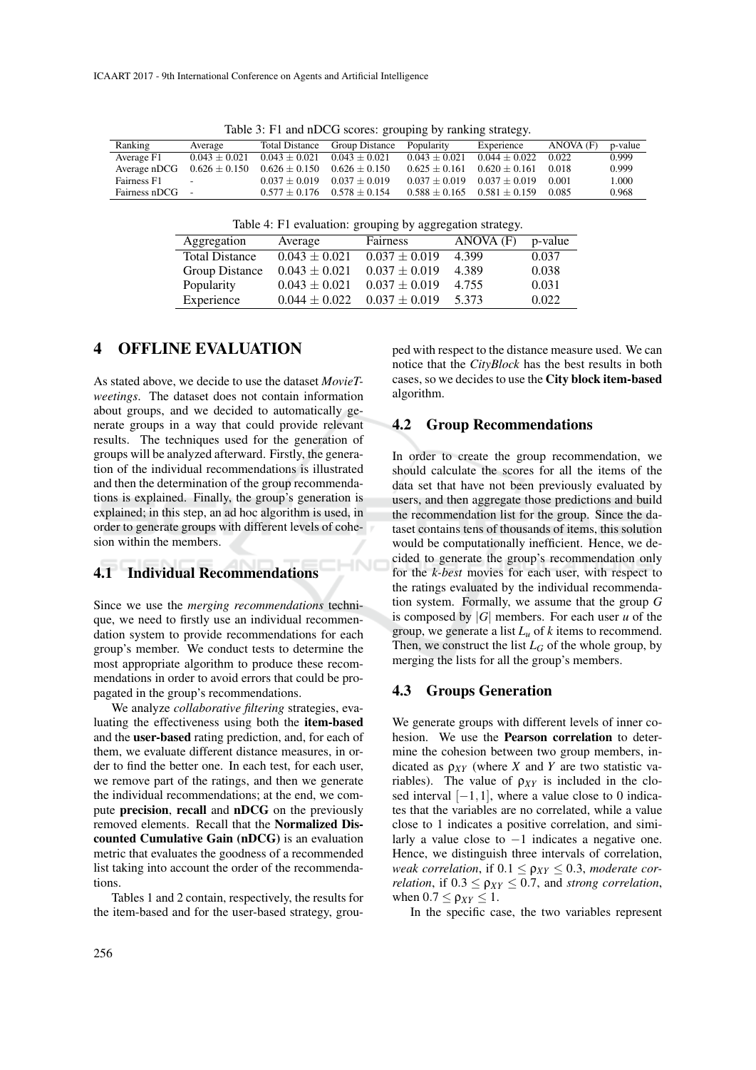Table 3: F1 and nDCG scores: grouping by ranking strategy.

| Ranking | Average | Total Distance | Group Distance | Popularity | Experience | ANOVA (F) | p-value |
|---|---|---|---|---|---|---|---|
| Average F1 | $0.043 \pm 0.021$ | $0.043 \pm 0.021$ | $0.043 \pm 0.021$ | $0.043 \pm 0.021$ | $0.044 \pm 0.022$ | 0.022 | 0.999 |
| Average nDCG | $0.626 \pm 0.150$ | $0.626 \pm 0.150$ | $0.626 \pm 0.150$ | $0.625 \pm 0.161$ | $0.620 \pm 0.161$ | 0.018 | 0.999 |
| Fairness F1 | - | $0.037 \pm 0.019$ | $0.037 \pm 0.019$ | $0.037 \pm 0.019$ | $0.037 \pm 0.019$ | 0.001 | 1.000 |
| Fairness nDCG | - | $0.577 \pm 0.176$ | $0.578 \pm 0.154$ | $0.588 \pm 0.165$ | $0.581 \pm 0.159$ | 0.085 | 0.968 |

Table 4: F1 evaluation: grouping by aggregation strategy.

| Aggregation | Average | Fairness | ANOVA (F) | p-value |
|---|---|---|---|---|
| Total Distance | $0.043 \pm 0.021$ | $0.037 \pm 0.019$ | 4.399 | 0.037 |
| Group Distance | $0.043 \pm 0.021$ | $0.037 \pm 0.019$ | 4.389 | 0.038 |
| Popularity | $0.043 \pm 0.021$ | $0.037 \pm 0.019$ | 4.755 | 0.031 |
| Experience | $0.044 \pm 0.022$ | $0.037 \pm 0.019$ | 5.373 | 0.022 |

# 4 OFFLINE EVALUATION

As stated above, we decide to use the dataset *MovieTweetings*. The dataset does not contain information about groups, and we decided to automatically generate groups in a way that could provide relevant results. The techniques used for the generation of groups will be analyzed afterward. Firstly, the generation of the individual recommendations is illustrated and then the determination of the group recommendations is explained. Finally, the group's generation is explained; in this step, an ad hoc algorithm is used, in order to generate groups with different levels of cohesion within the members.

## 4.1 Individual Recommendations

Since we use the *merging recommendations* technique, we need to firstly use an individual recommendation system to provide recommendations for each group's member. We conduct tests to determine the most appropriate algorithm to produce these recommendations in order to avoid errors that could be propagated in the group's recommendations.

We analyze *collaborative filtering* strategies, evaluating the effectiveness using both the **item-based** and the **user-based** rating prediction, and, for each of them, we evaluate different distance measures, in order to find the better one. In each test, for each user, we remove part of the ratings, and then we generate the individual recommendations; at the end, we compute **precision**, **recall** and **nDCG** on the previously removed elements. Recall that the **Normalized Discounted Cumulative Gain (nDCG)** is an evaluation metric that evaluates the goodness of a recommended list taking into account the order of the recommendations.

Tables 1 and 2 contain, respectively, the results for the item-based and for the user-based strategy, grouped with respect to the distance measure used. We can notice that the *CityBlock* has the best results in both cases, so we decides to use the **City block item-based** algorithm.

## 4.2 Group Recommendations

In order to create the group recommendation, we should calculate the scores for all the items of the data set that have not been previously evaluated by users, and then aggregate those predictions and build the recommendation list for the group. Since the dataset contains tens of thousands of items, this solution would be computationally inefficient. Hence, we decided to generate the group's recommendation only for the *k-best* movies for each user, with respect to the ratings evaluated by the individual recommendation system. Formally, we assume that the group $G$ is composed by $|G|$ members. For each user $u$ of the group, we generate a list $L_u$ of $k$ items to recommend. Then, we construct the list $L_G$ of the whole group, by merging the lists for all the group's members.

## 4.3 Groups Generation

We generate groups with different levels of inner cohesion. We use the **Pearson correlation** to determine the cohesion between two group members, indicated as $\rho_{XY}$ (where $X$ and $Y$ are two statistic variables). The value of $\rho_{XY}$ is included in the closed interval $[-1,1]$, where a value close to 0 indicates that the variables are no correlated, while a value close to 1 indicates a positive correlation, and similarly a value close to $-1$ indicates a negative one. Hence, we distinguish three intervals of correlation, *weak correlation*, if $0.1 \leq \rho_{XY} \leq 0.3$, *moderate correlation*, if $0.3 \leq \rho_{XY} \leq 0.7$, and *strong correlation*, when $0.7 \leq \rho_{XY} \leq 1$.

In the specific case, the two variables represent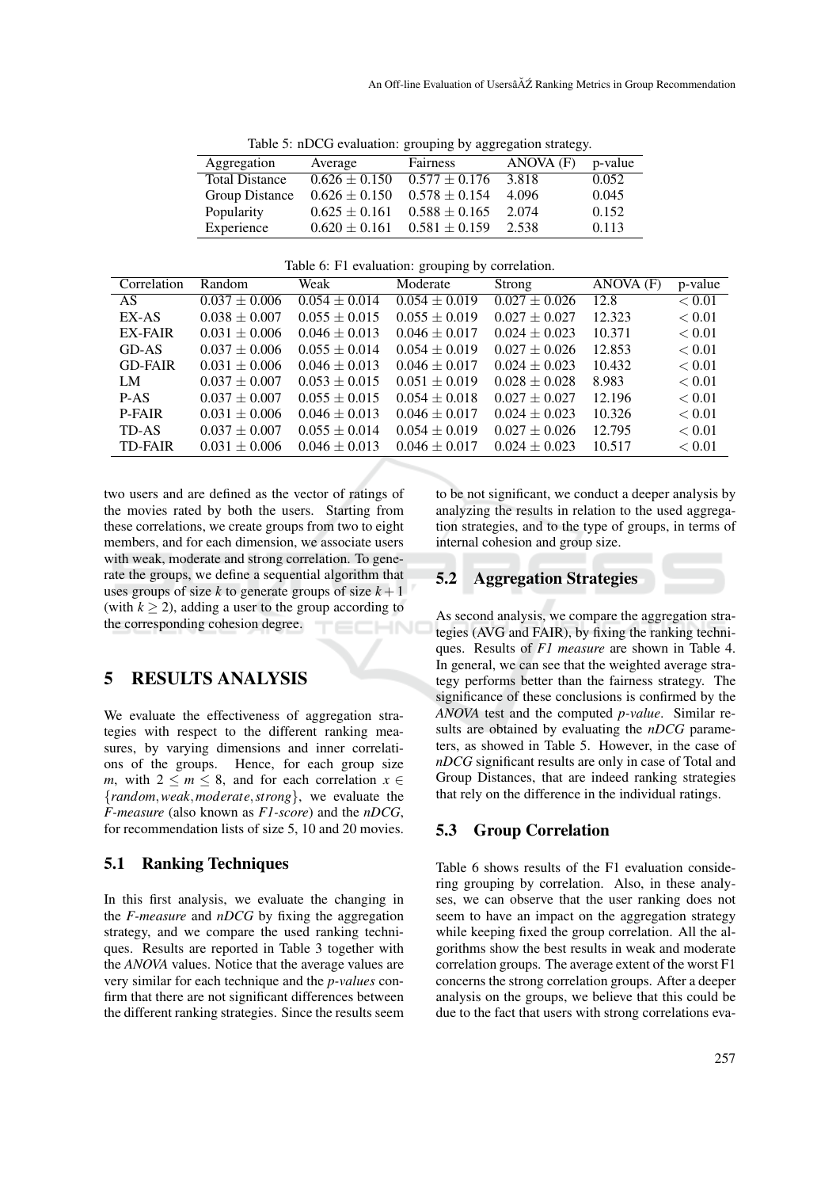Table 5: nDCG evaluation: grouping by aggregation strategy.

| Aggregation | Average | Fairness | ANOVA (F) | p-value |
|---|---|---|---|---|
| Total Distance | $0.626 \pm 0.150$ | $0.577 \pm 0.176$ | 3.818 | 0.052 |
| Group Distance | $0.626 \pm 0.150$ | $0.578 \pm 0.154$ | 4.096 | 0.045 |
| Popularity | $0.625 \pm 0.161$ | $0.588 \pm 0.165$ | 2.074 | 0.152 |
| Experience | $0.620 \pm 0.161$ | $0.581 \pm 0.159$ | 2.538 | 0.113 |

Table 6: F1 evaluation: grouping by correlation.

| Correlation | Random | Weak | Moderate | Strong | ANOVA (F) | p-value |
|---|---|---|---|---|---|---|
| AS | $0.037 \pm 0.006$ | $0.054 \pm 0.014$ | $0.054 \pm 0.019$ | $0.027 \pm 0.026$ | 12.8 | $< 0.01$ |
| EX-AS | $0.038 \pm 0.007$ | $0.055 \pm 0.015$ | $0.055 \pm 0.019$ | $0.027 \pm 0.027$ | 12.323 | $< 0.01$ |
| EX-FAIR | $0.031 \pm 0.006$ | $0.046 \pm 0.013$ | $0.046 \pm 0.017$ | $0.024 \pm 0.023$ | 10.371 | $< 0.01$ |
| GD-AS | $0.037 \pm 0.006$ | $0.055 \pm 0.014$ | $0.054 \pm 0.019$ | $0.027 \pm 0.026$ | 12.853 | $< 0.01$ |
| GD-FAIR | $0.031 \pm 0.006$ | $0.046 \pm 0.013$ | $0.046 \pm 0.017$ | $0.024 \pm 0.023$ | 10.432 | $< 0.01$ |
| LM | $0.037 \pm 0.007$ | $0.053 \pm 0.015$ | $0.051 \pm 0.019$ | $0.028 \pm 0.028$ | 8.983 | $< 0.01$ |
| P-AS | $0.037 \pm 0.007$ | $0.055 \pm 0.015$ | $0.054 \pm 0.018$ | $0.027 \pm 0.027$ | 12.196 | $< 0.01$ |
| P-FAIR | $0.031 \pm 0.006$ | $0.046 \pm 0.013$ | $0.046 \pm 0.017$ | $0.024 \pm 0.023$ | 10.326 | $< 0.01$ |
| TD-AS | $0.037 \pm 0.007$ | $0.055 \pm 0.014$ | $0.054 \pm 0.019$ | $0.027 \pm 0.026$ | 12.795 | $< 0.01$ |
| TD-FAIR | $0.031 \pm 0.006$ | $0.046 \pm 0.013$ | $0.046 \pm 0.017$ | $0.024 \pm 0.023$ | 10.517 | $< 0.01$ |

two users and are defined as the vector of ratings of the movies rated by both the users. Starting from these correlations, we create groups from two to eight members, and for each dimension, we associate users with weak, moderate and strong correlation. To generate the groups, we define a sequential algorithm that uses groups of size $k$ to generate groups of size $k+1$ (with $k \geq 2$), adding a user to the group according to the corresponding cohesion degree.

# 5 RESULTS ANALYSIS

We evaluate the effectiveness of aggregation strategies with respect to the different ranking measures, by varying dimensions and inner correlations of the groups. Hence, for each group size $m$, with $2 \leq m \leq 8$, and for each correlation $x \in \{random, weak, moderate, strong\}$, we evaluate the *F-measure* (also known as *F1-score*) and the *nDCG*, for recommendation lists of size 5, 10 and 20 movies.

## 5.1 Ranking Techniques

In this first analysis, we evaluate the changing in the *F-measure* and *nDCG* by fixing the aggregation strategy, and we compare the used ranking techniques. Results are reported in Table 3 together with the *ANOVA* values. Notice that the average values are very similar for each technique and the *p-values* confirm that there are not significant differences between the different ranking strategies. Since the results seem to be not significant, we conduct a deeper analysis by analyzing the results in relation to the used aggregation strategies, and to the type of groups, in terms of internal cohesion and group size.

## 5.2 Aggregation Strategies

As second analysis, we compare the aggregation strategies (AVG and FAIR), by fixing the ranking techniques. Results of *F1 measure* are shown in Table 4. In general, we can see that the weighted average strategy performs better than the fairness strategy. The significance of these conclusions is confirmed by the *ANOVA* test and the computed *p-value*. Similar results are obtained by evaluating the *nDCG* parameters, as showed in Table 5. However, in the case of *nDCG* significant results are only in case of Total and Group Distances, that are indeed ranking strategies that rely on the difference in the individual ratings.

## 5.3 Group Correlation

Table 6 shows results of the F1 evaluation considering grouping by correlation. Also, in these analyses, we can observe that the user ranking does not seem to have an impact on the aggregation strategy while keeping fixed the group correlation. All the algorithms show the best results in weak and moderate correlation groups. The average extent of the worst F1 concerns the strong correlation groups. After a deeper analysis on the groups, we believe that this could be due to the fact that users with strong correlations eva-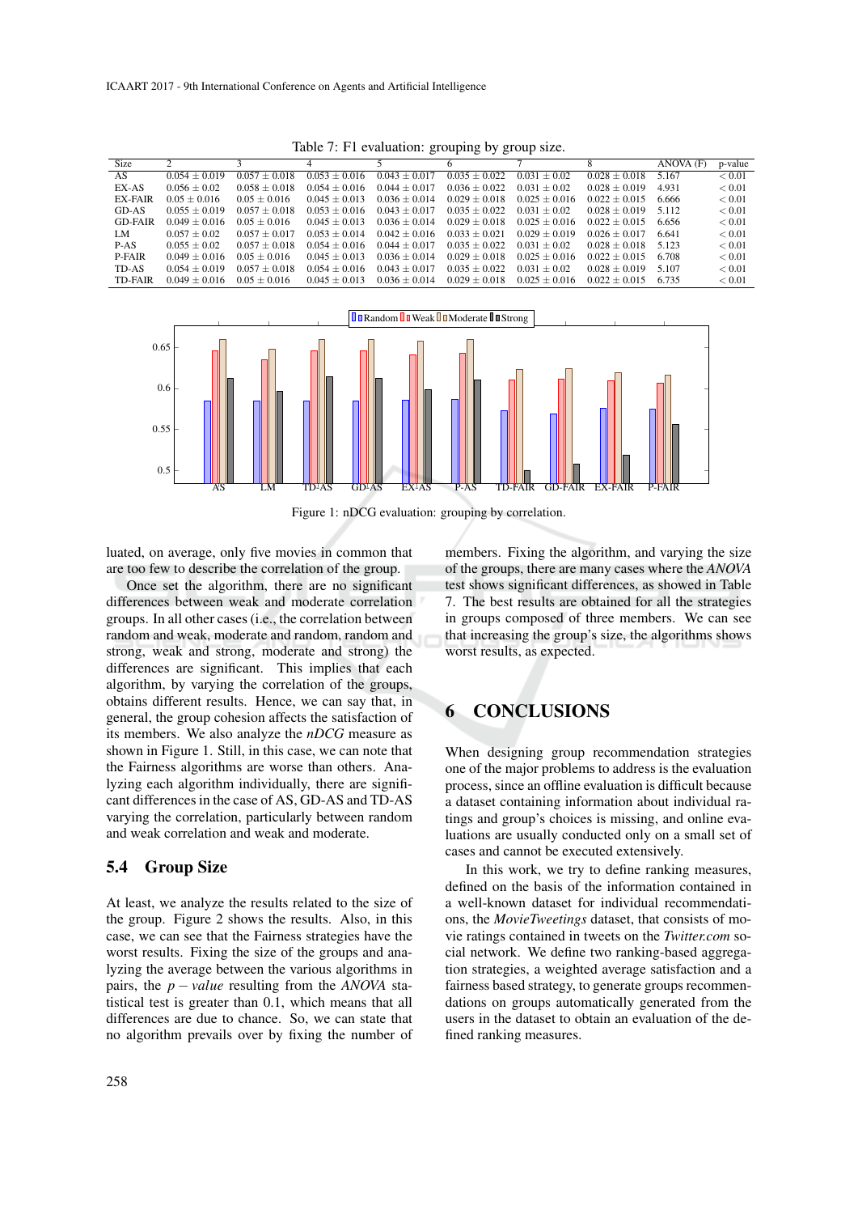Table 7: F1 evaluation: grouping by group size.

| Size | 2 | 3 | 4 | 5 | 6 | 7 | 8 | ANOVA (F) | p-value |
|---|---|---|---|---|---|---|---|---|---|
| AS | $0.054 \pm 0.019$ | $0.057 \pm 0.018$ | $0.053 \pm 0.016$ | $0.043 \pm 0.017$ | $0.035 \pm 0.022$ | $0.031 \pm 0.02$ | $0.028 \pm 0.018$ | 5.167 | $< 0.01$ |
| EX-AS | $0.056 \pm 0.02$ | $0.058 \pm 0.018$ | $0.054 \pm 0.016$ | $0.044 \pm 0.017$ | $0.036 \pm 0.022$ | $0.031 \pm 0.02$ | $0.028 \pm 0.019$ | 4.931 | $< 0.01$ |
| EX-FAIR | $0.05 \pm 0.016$ | $0.05 \pm 0.016$ | $0.045 \pm 0.013$ | $0.036 \pm 0.014$ | $0.029 \pm 0.018$ | $0.025 \pm 0.016$ | $0.022 \pm 0.015$ | 6.666 | $< 0.01$ |
| GD-AS | $0.055 \pm 0.019$ | $0.057 \pm 0.018$ | $0.053 \pm 0.016$ | $0.043 \pm 0.017$ | $0.035 \pm 0.022$ | $0.031 \pm 0.02$ | $0.028 \pm 0.019$ | 5.112 | $< 0.01$ |
| GD-FAIR | $0.049 \pm 0.016$ | $0.05 \pm 0.016$ | $0.045 \pm 0.013$ | $0.036 \pm 0.014$ | $0.029 \pm 0.018$ | $0.025 \pm 0.016$ | $0.022 \pm 0.015$ | 6.656 | $< 0.01$ |
| LM | $0.057 \pm 0.02$ | $0.057 \pm 0.017$ | $0.053 \pm 0.014$ | $0.042 \pm 0.016$ | $0.033 \pm 0.021$ | $0.029 \pm 0.019$ | $0.026 \pm 0.017$ | 6.641 | $< 0.01$ |
| P-AS | $0.055 \pm 0.02$ | $0.057 \pm 0.018$ | $0.054 \pm 0.016$ | $0.044 \pm 0.017$ | $0.035 \pm 0.022$ | $0.031 \pm 0.02$ | $0.028 \pm 0.018$ | 5.123 | $< 0.01$ |
| P-FAIR | $0.049 \pm 0.016$ | $0.05 \pm 0.016$ | $0.045 \pm 0.013$ | $0.036 \pm 0.014$ | $0.029 \pm 0.018$ | $0.025 \pm 0.016$ | $0.022 \pm 0.015$ | 6.708 | $< 0.01$ |
| TD-AS | $0.054 \pm 0.019$ | $0.057 \pm 0.018$ | $0.054 \pm 0.016$ | $0.043 \pm 0.017$ | $0.035 \pm 0.022$ | $0.031 \pm 0.02$ | $0.028 \pm 0.019$ | 5.107 | $< 0.01$ |
| TD-FAIR | $0.049 \pm 0.016$ | $0.05 \pm 0.016$ | $0.045 \pm 0.013$ | $0.036 \pm 0.014$ | $0.029 \pm 0.018$ | $0.025 \pm 0.016$ | $0.022 \pm 0.015$ | 6.735 | $< 0.01$ |

Figure 1: nDCG evaluation: grouping by correlation.

luated, on average, only five movies in common that are too few to describe the correlation of the group.

Once set the algorithm, there are no significant differences between weak and moderate correlation groups. In all other cases (i.e., the correlation between random and weak, moderate and random, random and strong, weak and strong, moderate and strong) the differences are significant. This implies that each algorithm, by varying the correlation of the groups, obtains different results. Hence, we can say that, in general, the group cohesion affects the satisfaction of its members. We also analyze the *nDCG* measure as shown in Figure 1. Still, in this case, we can note that the Fairness algorithms are worse than others. Analyzing each algorithm individually, there are significant differences in the case of AS, GD-AS and TD-AS varying the correlation, particularly between random and weak correlation and weak and moderate.

## 5.4 Group Size

At least, we analyze the results related to the size of the group. Figure 2 shows the results. Also, in this case, we can see that the Fairness strategies have the worst results. Fixing the size of the groups and analyzing the average between the various algorithms in pairs, the $p-value$ resulting from the *ANOVA* statistical test is greater than 0.1, which means that all differences are due to chance. So, we can state that no algorithm prevails over by fixing the number of members. Fixing the algorithm, and varying the size of the groups, there are many cases where the *ANOVA* test shows significant differences, as showed in Table 7. The best results are obtained for all the strategies in groups composed of three members. We can see that increasing the group's size, the algorithms shows worst results, as expected.

# 6 CONCLUSIONS

When designing group recommendation strategies one of the major problems to address is the evaluation process, since an offline evaluation is difficult because a dataset containing information about individual ratings and group's choices is missing, and online evaluations are usually conducted only on a small set of cases and cannot be executed extensively.

In this work, we try to define ranking measures, defined on the basis of the information contained in a well-known dataset for individual recommendations, the *MovieTweetings* dataset, that consists of movie ratings contained in tweets on the *Twitter.com* social network. We define two ranking-based aggregation strategies, a weighted average satisfaction and a fairness based strategy, to generate groups recommendations on groups automatically generated from the users in the dataset to obtain an evaluation of the defined ranking measures.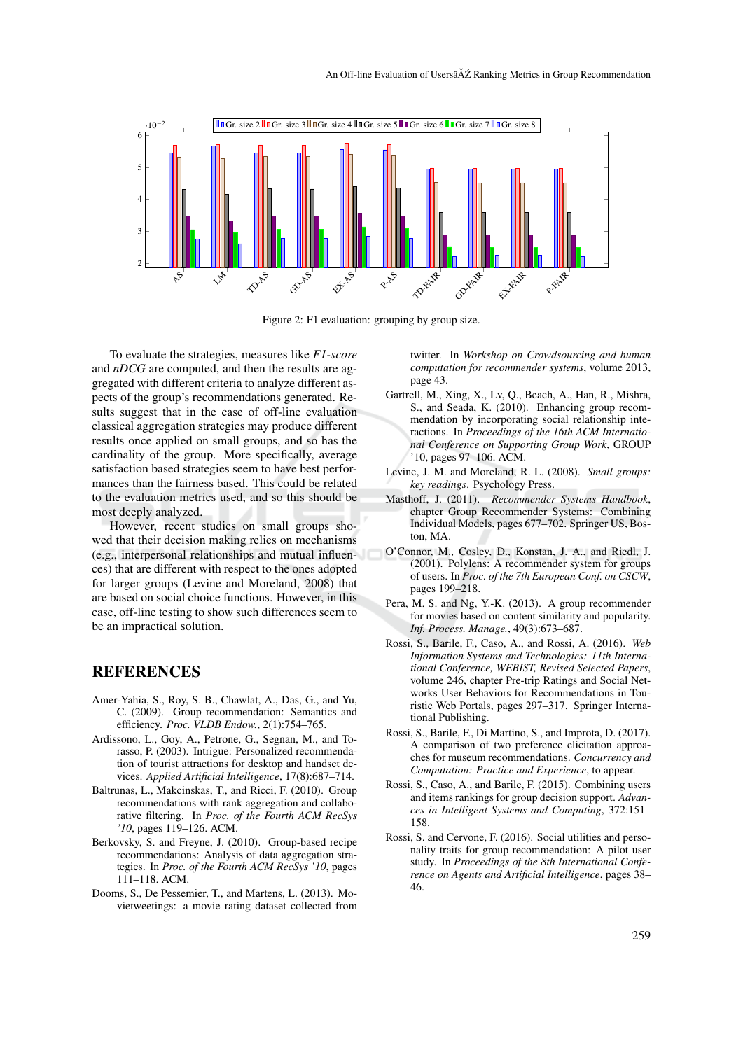$\cdot 10^{-2}$

Gr. size 2 Gr. size 3 Gr. size 4 Gr. size 5 Gr. size 6 Gr. size 7 Gr. size 8

6
5
4
3
2

AS LM TD-AS GD-AS EX-AS P-AS TD-FAIR GD-FAIR EX-FAIR P-FAIR

Figure 2: F1 evaluation: grouping by group size.

To evaluate the strategies, measures like *F1-score* and *nDCG* are computed, and then the results are aggregated with different criteria to analyze different aspects of the group's recommendations generated. Results suggest that in the case of off-line evaluation classical aggregation strategies may produce different results once applied on small groups, and so has the cardinality of the group. More specifically, average satisfaction based strategies seem to have best performances than the fairness based. This could be related to the evaluation metrics used, and so this should be most deeply analyzed.

However, recent studies on small groups showed that their decision making relies on mechanisms (e.g., interpersonal relationships and mutual influences) that are different with respect to the ones adopted for larger groups (Levine and Moreland, 2008) that are based on social choice functions. However, in this case, off-line testing to show such differences seem to be an impractical solution.

## REFERENCES

Amer-Yahia, S., Roy, S. B., Chawlat, A., Das, G., and Yu, C. (2009). Group recommendation: Semantics and efficiency. *Proc. VLDB Endow.*, 2(1):754–765.

Ardissono, L., Goy, A., Petrone, G., Segnan, M., and Torasso, P. (2003). Intrigue: Personalized recommendation of tourist attractions for desktop and handset devices. *Applied Artificial Intelligence*, 17(8):687–714.

Baltrunas, L., Makcinskas, T., and Ricci, F. (2010). Group recommendations with rank aggregation and collaborative filtering. In *Proc. of the Fourth ACM RecSys '10*, pages 119–126. ACM.

Berkovsky, S. and Freyne, J. (2010). Group-based recipe recommendations: Analysis of data aggregation strategies. In *Proc. of the Fourth ACM RecSys '10*, pages 111–118. ACM.

Dooms, S., De Pessemier, T., and Martens, L. (2013). Movietweetings: a movie rating dataset collected from twitter. In *Workshop on Crowdsourcing and human computation for recommender systems*, volume 2013, page 43.

Gartrell, M., Xing, X., Lv, Q., Beach, A., Han, R., Mishra, S., and Seada, K. (2010). Enhancing group recommendation by incorporating social relationship interactions. In *Proceedings of the 16th ACM International Conference on Supporting Group Work*, GROUP '10, pages 97–106. ACM.

Levine, J. M. and Moreland, R. L. (2008). *Small groups: key readings*. Psychology Press.

Masthoff, J. (2011). *Recommender Systems Handbook*, chapter Group Recommender Systems: Combining Individual Models, pages 677–702. Springer US, Boston, MA.

O'Connor, M., Cosley, D., Konstan, J. A., and Riedl, J. (2001). Polylens: A recommender system for groups of users. In *Proc. of the 7th European Conf. on CSCW*, pages 199–218.

Pera, M. S. and Ng, Y.-K. (2013). A group recommender for movies based on content similarity and popularity. *Inf. Process. Manage.*, 49(3):673–687.

Rossi, S., Barile, F., Caso, A., and Rossi, A. (2016). *Web Information Systems and Technologies: 11th International Conference, WEBIST, Revised Selected Papers*, volume 246, chapter Pre-trip Ratings and Social Networks User Behaviors for Recommendations in Touristic Web Portals, pages 297–317. Springer International Publishing.

Rossi, S., Barile, F., Di Martino, S., and Improta, D. (2017). A comparison of two preference elicitation approaches for museum recommendations. *Concurrency and Computation: Practice and Experience*, to appear.

Rossi, S., Caso, A., and Barile, F. (2015). Combining users and items rankings for group decision support. *Advances in Intelligent Systems and Computing*, 372:151–158.

Rossi, S. and Cervone, F. (2016). Social utilities and personality traits for group recommendation: A pilot user study. In *Proceedings of the 8th International Conference on Agents and Artificial Intelligence*, pages 38–46.